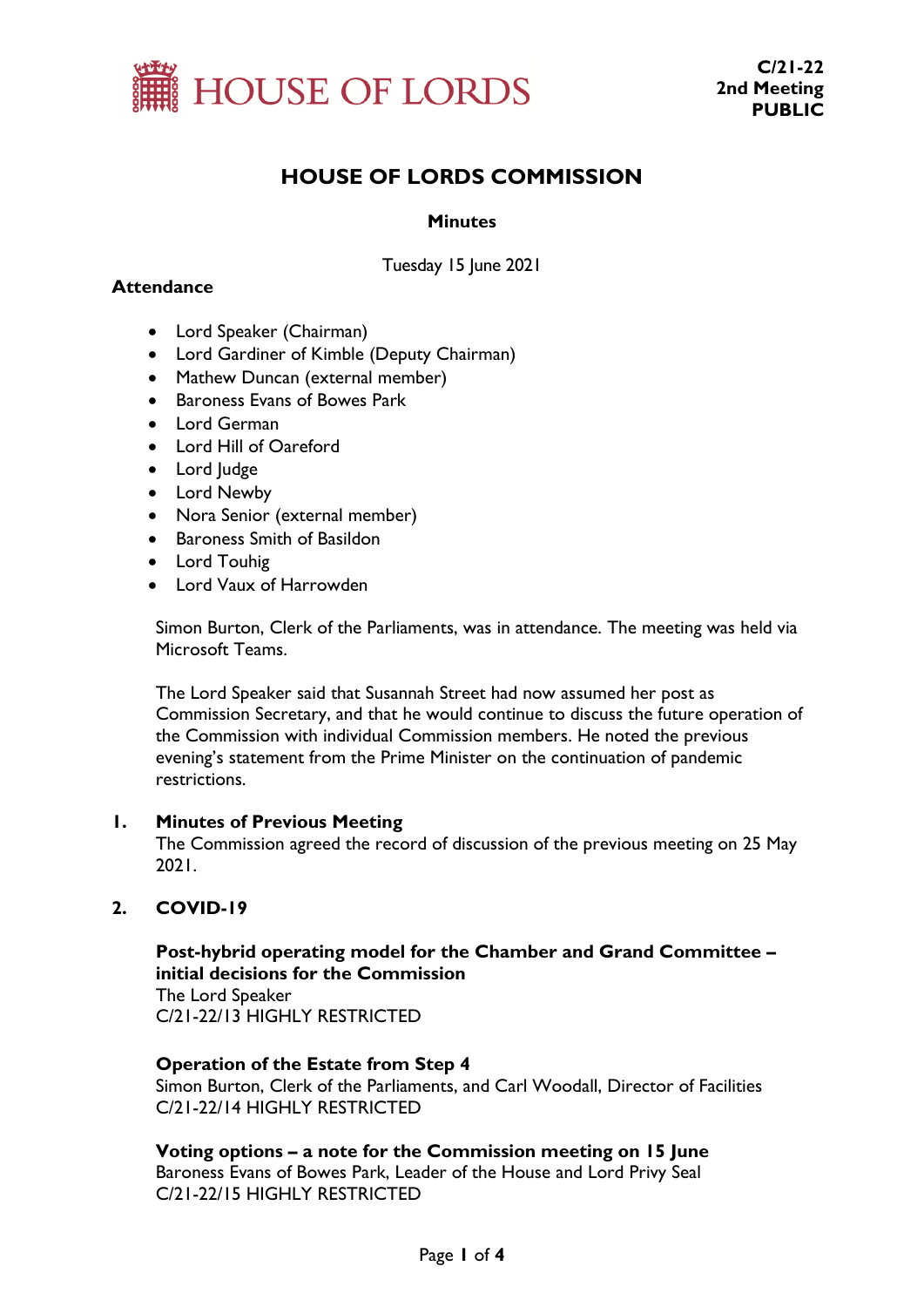HOUSE OF LORDS

**C/21-22**
**2nd Meeting**
**PUBLIC**

# HOUSE OF LORDS COMMISSION

**Minutes**

Tuesday 15 June 2021

**Attendance**

- Lord Speaker (Chairman)
- Lord Gardiner of Kimble (Deputy Chairman)
- Mathew Duncan (external member)
- Baroness Evans of Bowes Park
- Lord German
- Lord Hill of Oareford
- Lord Judge
- Lord Newby
- Nora Senior (external member)
- Baroness Smith of Basildon
- Lord Touhig
- Lord Vaux of Harrowden

Simon Burton, Clerk of the Parliaments, was in attendance. The meeting was held via Microsoft Teams.

The Lord Speaker said that Susannah Street had now assumed her post as Commission Secretary, and that he would continue to discuss the future operation of the Commission with individual Commission members. He noted the previous evening's statement from the Prime Minister on the continuation of pandemic restrictions.

## 1. Minutes of Previous Meeting

The Commission agreed the record of discussion of the previous meeting on 25 May 2021.

## 2. COVID-19

**Post-hybrid operating model for the Chamber and Grand Committee – initial decisions for the Commission**
The Lord Speaker
C/21-22/13 HIGHLY RESTRICTED

**Operation of the Estate from Step 4**
Simon Burton, Clerk of the Parliaments, and Carl Woodall, Director of Facilities
C/21-22/14 HIGHLY RESTRICTED

**Voting options – a note for the Commission meeting on 15 June**
Baroness Evans of Bowes Park, Leader of the House and Lord Privy Seal
C/21-22/15 HIGHLY RESTRICTED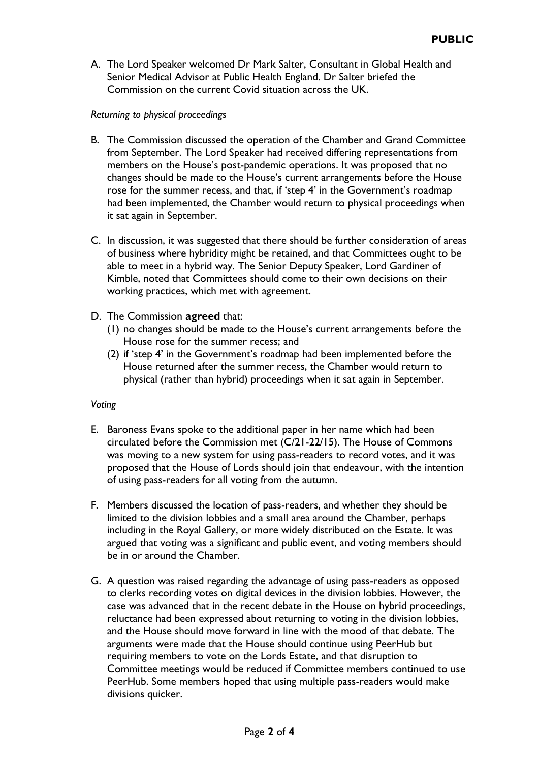**PUBLIC**

A. The Lord Speaker welcomed Dr Mark Salter, Consultant in Global Health and Senior Medical Advisor at Public Health England. Dr Salter briefed the Commission on the current Covid situation across the UK.

*Returning to physical proceedings*

B. The Commission discussed the operation of the Chamber and Grand Committee from September. The Lord Speaker had received differing representations from members on the House's post-pandemic operations. It was proposed that no changes should be made to the House's current arrangements before the House rose for the summer recess, and that, if 'step 4' in the Government's roadmap had been implemented, the Chamber would return to physical proceedings when it sat again in September.

C. In discussion, it was suggested that there should be further consideration of areas of business where hybridity might be retained, and that Committees ought to be able to meet in a hybrid way. The Senior Deputy Speaker, Lord Gardiner of Kimble, noted that Committees should come to their own decisions on their working practices, which met with agreement.

D. The Commission **agreed** that:
   (1) no changes should be made to the House's current arrangements before the House rose for the summer recess; and
   (2) if 'step 4' in the Government's roadmap had been implemented before the House returned after the summer recess, the Chamber would return to physical (rather than hybrid) proceedings when it sat again in September.

*Voting*

E. Baroness Evans spoke to the additional paper in her name which had been circulated before the Commission met (C/21-22/15). The House of Commons was moving to a new system for using pass-readers to record votes, and it was proposed that the House of Lords should join that endeavour, with the intention of using pass-readers for all voting from the autumn.

F. Members discussed the location of pass-readers, and whether they should be limited to the division lobbies and a small area around the Chamber, perhaps including in the Royal Gallery, or more widely distributed on the Estate. It was argued that voting was a significant and public event, and voting members should be in or around the Chamber.

G. A question was raised regarding the advantage of using pass-readers as opposed to clerks recording votes on digital devices in the division lobbies. However, the case was advanced that in the recent debate in the House on hybrid proceedings, reluctance had been expressed about returning to voting in the division lobbies, and the House should move forward in line with the mood of that debate. The arguments were made that the House should continue using PeerHub but requiring members to vote on the Lords Estate, and that disruption to Committee meetings would be reduced if Committee members continued to use PeerHub. Some members hoped that using multiple pass-readers would make divisions quicker.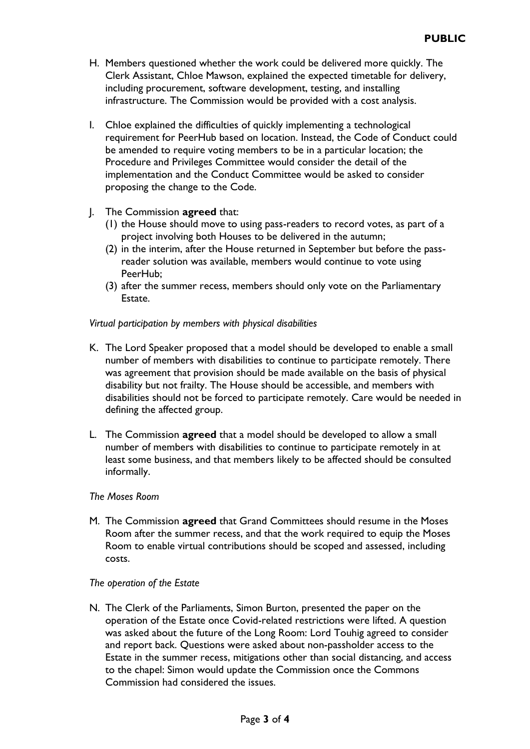**PUBLIC**

H. Members questioned whether the work could be delivered more quickly. The Clerk Assistant, Chloe Mawson, explained the expected timetable for delivery, including procurement, software development, testing, and installing infrastructure. The Commission would be provided with a cost analysis.

I. Chloe explained the difficulties of quickly implementing a technological requirement for PeerHub based on location. Instead, the Code of Conduct could be amended to require voting members to be in a particular location; the Procedure and Privileges Committee would consider the detail of the implementation and the Conduct Committee would be asked to consider proposing the change to the Code.

J. The Commission **agreed** that:
   (1) the House should move to using pass-readers to record votes, as part of a project involving both Houses to be delivered in the autumn;
   (2) in the interim, after the House returned in September but before the pass-reader solution was available, members would continue to vote using PeerHub;
   (3) after the summer recess, members should only vote on the Parliamentary Estate.

*Virtual participation by members with physical disabilities*

K. The Lord Speaker proposed that a model should be developed to enable a small number of members with disabilities to continue to participate remotely. There was agreement that provision should be made available on the basis of physical disability but not frailty. The House should be accessible, and members with disabilities should not be forced to participate remotely. Care would be needed in defining the affected group.

L. The Commission **agreed** that a model should be developed to allow a small number of members with disabilities to continue to participate remotely in at least some business, and that members likely to be affected should be consulted informally.

*The Moses Room*

M. The Commission **agreed** that Grand Committees should resume in the Moses Room after the summer recess, and that the work required to equip the Moses Room to enable virtual contributions should be scoped and assessed, including costs.

*The operation of the Estate*

N. The Clerk of the Parliaments, Simon Burton, presented the paper on the operation of the Estate once Covid-related restrictions were lifted. A question was asked about the future of the Long Room: Lord Touhig agreed to consider and report back. Questions were asked about non-passholder access to the Estate in the summer recess, mitigations other than social distancing, and access to the chapel: Simon would update the Commission once the Commons Commission had considered the issues.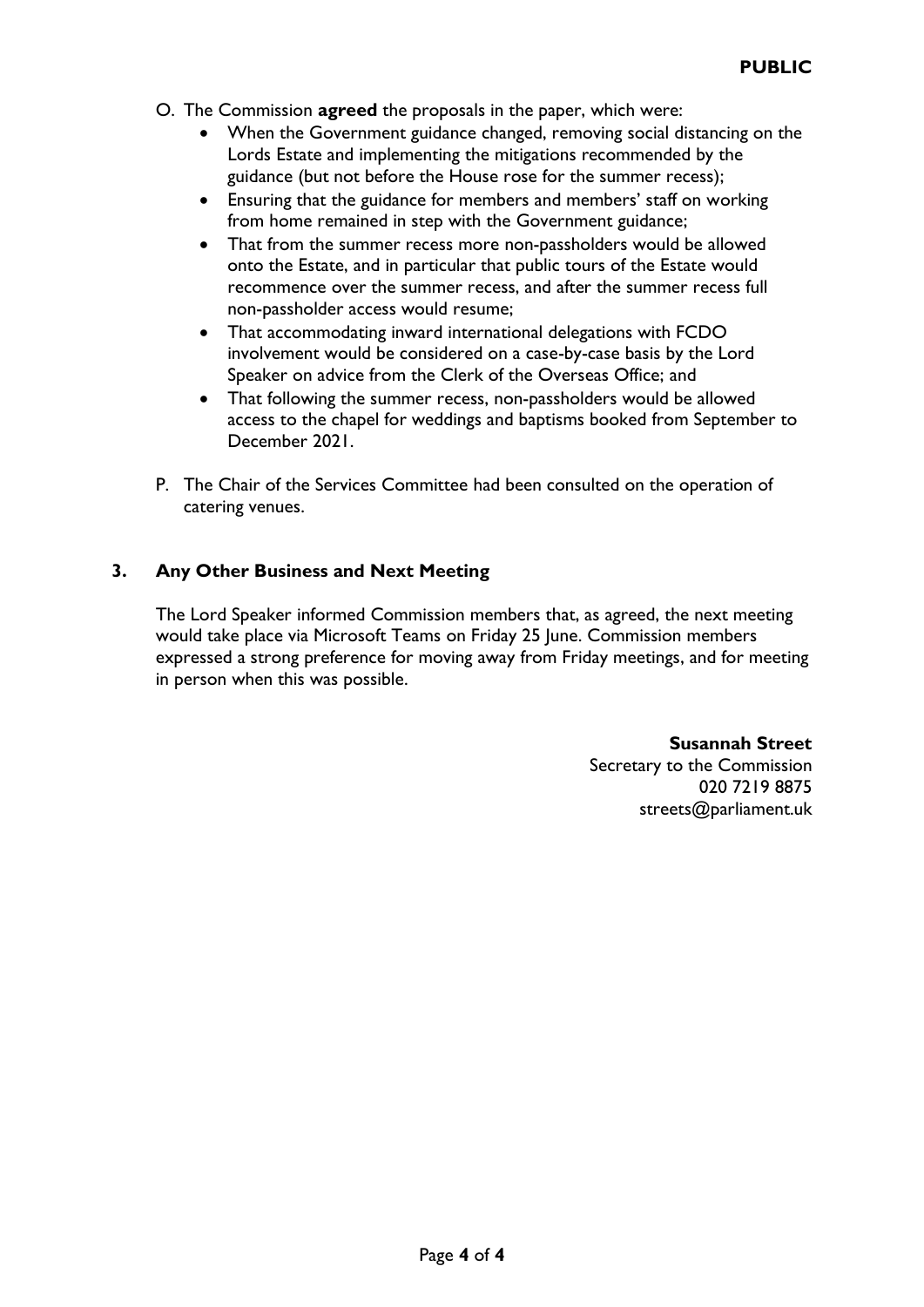**PUBLIC**

O. The Commission **agreed** the proposals in the paper, which were:
   - When the Government guidance changed, removing social distancing on the Lords Estate and implementing the mitigations recommended by the guidance (but not before the House rose for the summer recess);
   - Ensuring that the guidance for members and members' staff on working from home remained in step with the Government guidance;
   - That from the summer recess more non-passholders would be allowed onto the Estate, and in particular that public tours of the Estate would recommence over the summer recess, and after the summer recess full non-passholder access would resume;
   - That accommodating inward international delegations with FCDO involvement would be considered on a case-by-case basis by the Lord Speaker on advice from the Clerk of the Overseas Office; and
   - That following the summer recess, non-passholders would be allowed access to the chapel for weddings and baptisms booked from September to December 2021.

P. The Chair of the Services Committee had been consulted on the operation of catering venues.

## 3. Any Other Business and Next Meeting

The Lord Speaker informed Commission members that, as agreed, the next meeting would take place via Microsoft Teams on Friday 25 June. Commission members expressed a strong preference for moving away from Friday meetings, and for meeting in person when this was possible.

**Susannah Street**
Secretary to the Commission
020 7219 8875
streets@parliament.uk